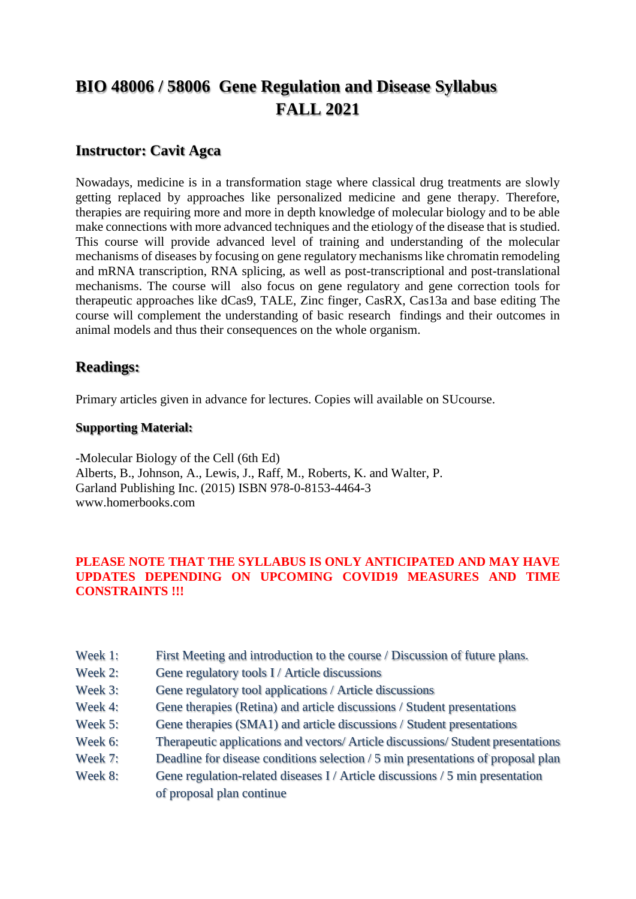# BIO 48006 / 58006 Gene Regulation and Disease Syllabus
# FALL 2021

## Instructor: Cavit Agca

Nowadays, medicine is in a transformation stage where classical drug treatments are slowly getting replaced by approaches like personalized medicine and gene therapy. Therefore, therapies are requiring more and more in depth knowledge of molecular biology and to be able make connections with more advanced techniques and the etiology of the disease that is studied. This course will provide advanced level of training and understanding of the molecular mechanisms of diseases by focusing on gene regulatory mechanisms like chromatin remodeling and mRNA transcription, RNA splicing, as well as post-transcriptional and post-translational mechanisms. The course will also focus on gene regulatory and gene correction tools for therapeutic approaches like dCas9, TALE, Zinc finger, CasRX, Cas13a and base editing The course will complement the understanding of basic research findings and their outcomes in animal models and thus their consequences on the whole organism.

## Readings:

Primary articles given in advance for lectures. Copies will available on SUcourse.

**Supporting Material:**

-Molecular Biology of the Cell (6th Ed)
Alberts, B., Johnson, A., Lewis, J., Raff, M., Roberts, K. and Walter, P.
Garland Publishing Inc. (2015) ISBN 978-0-8153-4464-3
www.homerbooks.com

**PLEASE NOTE THAT THE SYLLABUS IS ONLY ANTICIPATED AND MAY HAVE UPDATES DEPENDING ON UPCOMING COVID19 MEASURES AND TIME CONSTRAINTS !!!**

| | |
|---|---|
| Week 1: | First Meeting and introduction to the course / Discussion of future plans. |
| Week 2: | Gene regulatory tools I / Article discussions |
| Week 3: | Gene regulatory tool applications / Article discussions |
| Week 4: | Gene therapies (Retina) and article discussions / Student presentations |
| Week 5: | Gene therapies (SMA1) and article discussions / Student presentations |
| Week 6: | Therapeutic applications and vectors/ Article discussions/ Student presentations |
| Week 7: | Deadline for disease conditions selection / 5 min presentations of proposal plan |
| Week 8: | Gene regulation-related diseases I / Article discussions / 5 min presentation of proposal plan continue |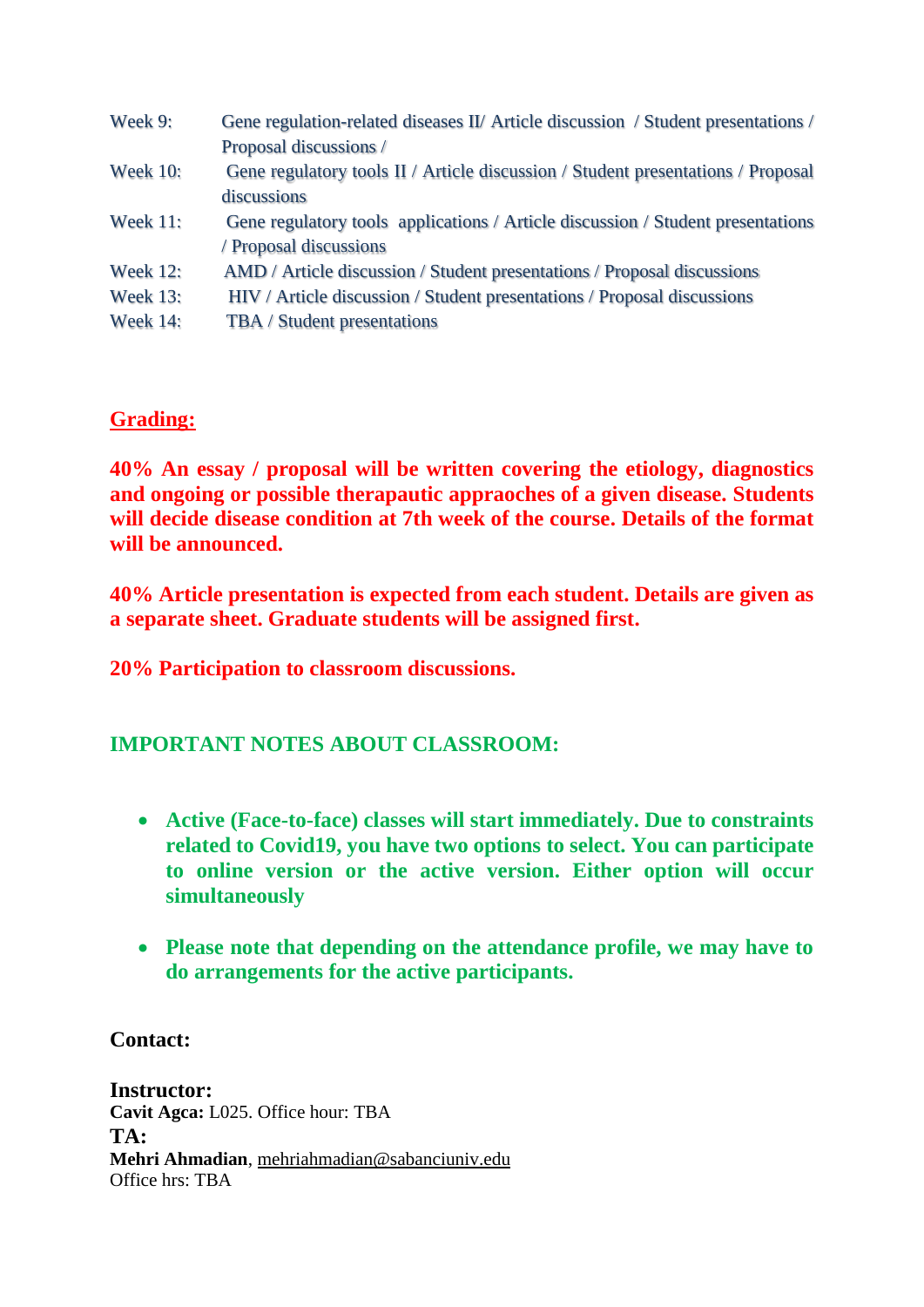Week 9: Gene regulation-related diseases II/ Article discussion / Student presentations / Proposal discussions /

Week 10: Gene regulatory tools II / Article discussion / Student presentations / Proposal discussions

Week 11: Gene regulatory tools applications / Article discussion / Student presentations / Proposal discussions

Week 12: AMD / Article discussion / Student presentations / Proposal discussions

Week 13: HIV / Article discussion / Student presentations / Proposal discussions

Week 14: TBA / Student presentations

## Grading:

**40% An essay / proposal will be written covering the etiology, diagnostics and ongoing or possible therapautic appraoches of a given disease. Students will decide disease condition at 7th week of the course. Details of the format will be announced.**

**40% Article presentation is expected from each student. Details are given as a separate sheet. Graduate students will be assigned first.**

**20% Participation to classroom discussions.**

## IMPORTANT NOTES ABOUT CLASSROOM:

- **Active (Face-to-face) classes will start immediately. Due to constraints related to Covid19, you have two options to select. You can participate to online version or the active version. Either option will occur simultaneously**

- **Please note that depending on the attendance profile, we may have to do arrangements for the active participants.**

**Contact:**

**Instructor:**
**Cavit Agca:** L025. Office hour: TBA
**TA:**
**Mehri Ahmadian**, mehriahmadian@sabanciuniv.edu
Office hrs: TBA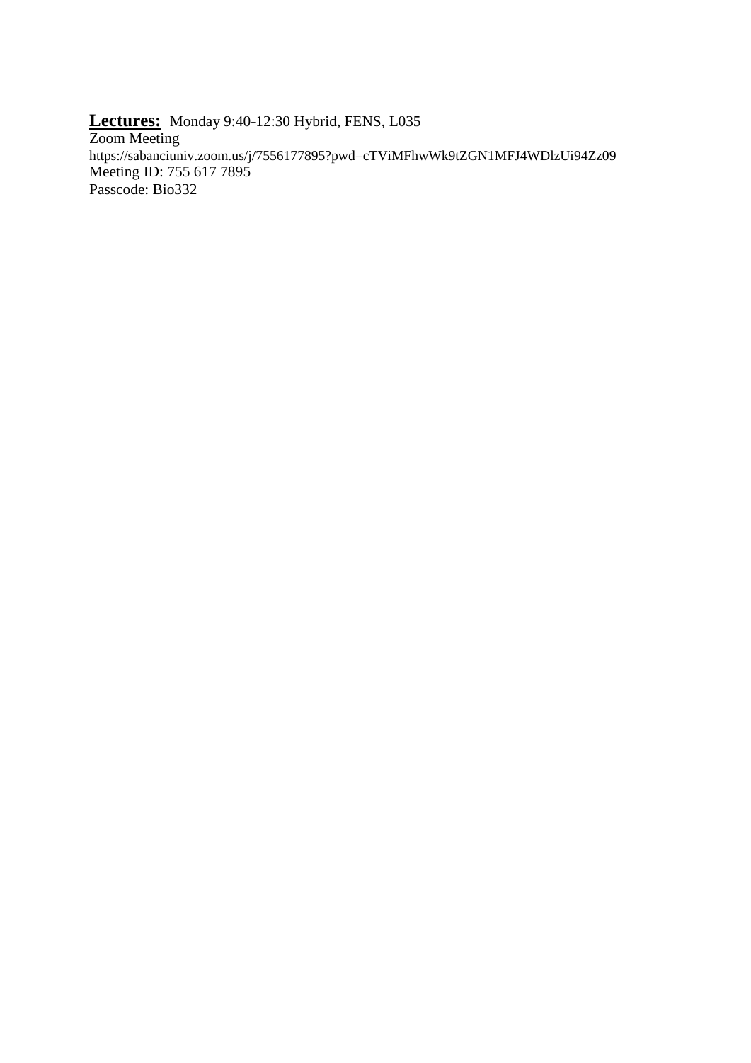**Lectures:** Monday 9:40-12:30 Hybrid, FENS, L035
Zoom Meeting
https://sabanciuniv.zoom.us/j/7556177895?pwd=cTViMFhwWk9tZGN1MFJ4WDlzUi94Zz09
Meeting ID: 755 617 7895
Passcode: Bio332